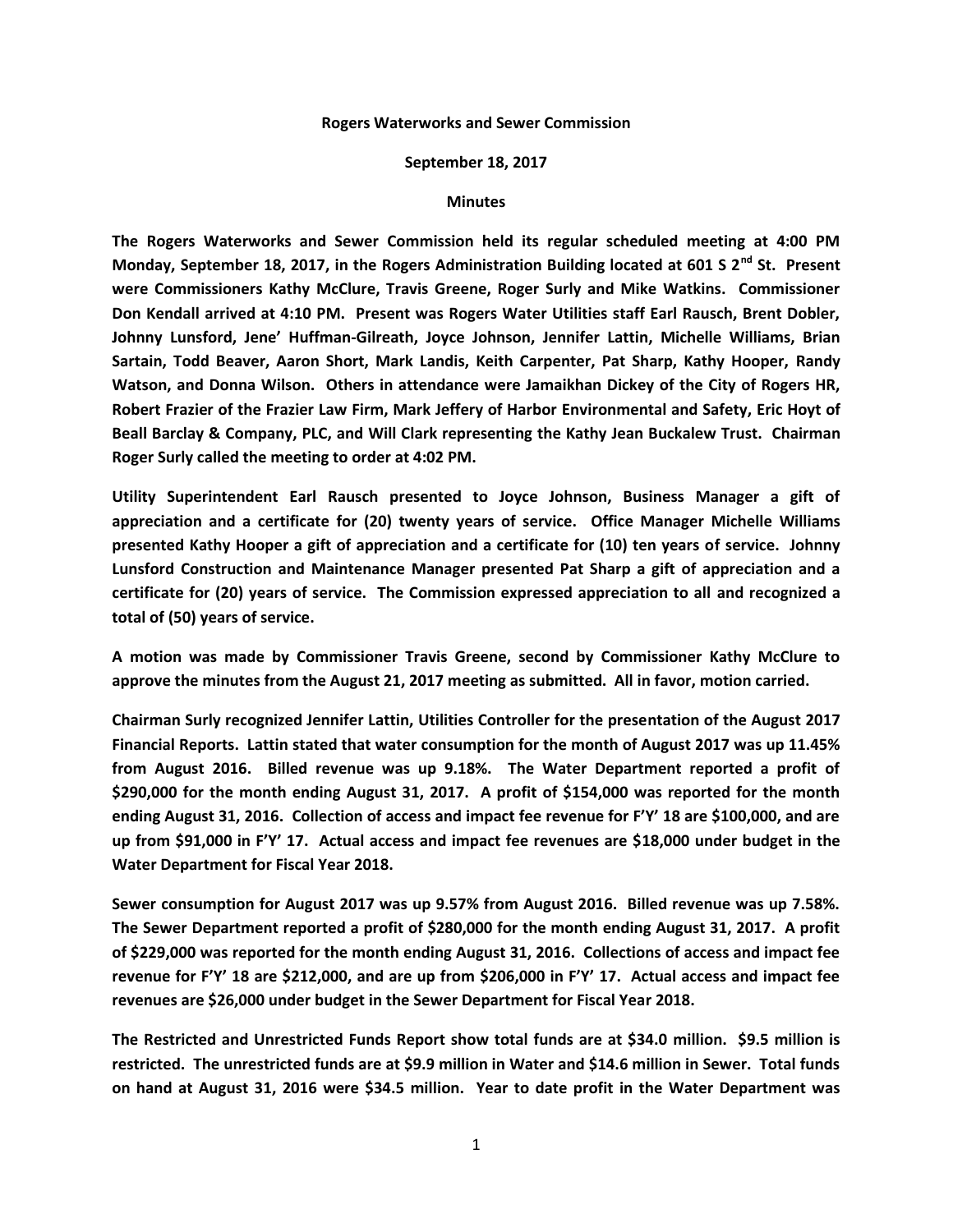**Rogers Waterworks and Sewer Commission**

**September 18, 2017**

**Minutes**

**The Rogers Waterworks and Sewer Commission held its regular scheduled meeting at 4:00 PM Monday, September 18, 2017, in the Rogers Administration Building located at 601 S 2nd St. Present were Commissioners Kathy McClure, Travis Greene, Roger Surly and Mike Watkins. Commissioner Don Kendall arrived at 4:10 PM. Present was Rogers Water Utilities staff Earl Rausch, Brent Dobler, Johnny Lunsford, Jene' Huffman-Gilreath, Joyce Johnson, Jennifer Lattin, Michelle Williams, Brian Sartain, Todd Beaver, Aaron Short, Mark Landis, Keith Carpenter, Pat Sharp, Kathy Hooper, Randy Watson, and Donna Wilson. Others in attendance were Jamaikhan Dickey of the City of Rogers HR, Robert Frazier of the Frazier Law Firm, Mark Jeffery of Harbor Environmental and Safety, Eric Hoyt of Beall Barclay & Company, PLC, and Will Clark representing the Kathy Jean Buckalew Trust. Chairman Roger Surly called the meeting to order at 4:02 PM.**

**Utility Superintendent Earl Rausch presented to Joyce Johnson, Business Manager a gift of appreciation and a certificate for (20) twenty years of service. Office Manager Michelle Williams presented Kathy Hooper a gift of appreciation and a certificate for (10) ten years of service. Johnny Lunsford Construction and Maintenance Manager presented Pat Sharp a gift of appreciation and a certificate for (20) years of service. The Commission expressed appreciation to all and recognized a total of (50) years of service.**

**A motion was made by Commissioner Travis Greene, second by Commissioner Kathy McClure to approve the minutes from the August 21, 2017 meeting as submitted. All in favor, motion carried.**

**Chairman Surly recognized Jennifer Lattin, Utilities Controller for the presentation of the August 2017 Financial Reports. Lattin stated that water consumption for the month of August 2017 was up 11.45% from August 2016. Billed revenue was up 9.18%. The Water Department reported a profit of $290,000 for the month ending August 31, 2017. A profit of $154,000 was reported for the month ending August 31, 2016. Collection of access and impact fee revenue for F'Y' 18 are $100,000, and are up from $91,000 in F'Y' 17. Actual access and impact fee revenues are $18,000 under budget in the Water Department for Fiscal Year 2018.**

**Sewer consumption for August 2017 was up 9.57% from August 2016. Billed revenue was up 7.58%. The Sewer Department reported a profit of $280,000 for the month ending August 31, 2017. A profit of $229,000 was reported for the month ending August 31, 2016. Collections of access and impact fee revenue for F'Y' 18 are $212,000, and are up from $206,000 in F'Y' 17. Actual access and impact fee revenues are $26,000 under budget in the Sewer Department for Fiscal Year 2018.**

**The Restricted and Unrestricted Funds Report show total funds are at $34.0 million. $9.5 million is restricted. The unrestricted funds are at $9.9 million in Water and $14.6 million in Sewer. Total funds on hand at August 31, 2016 were $34.5 million. Year to date profit in the Water Department was**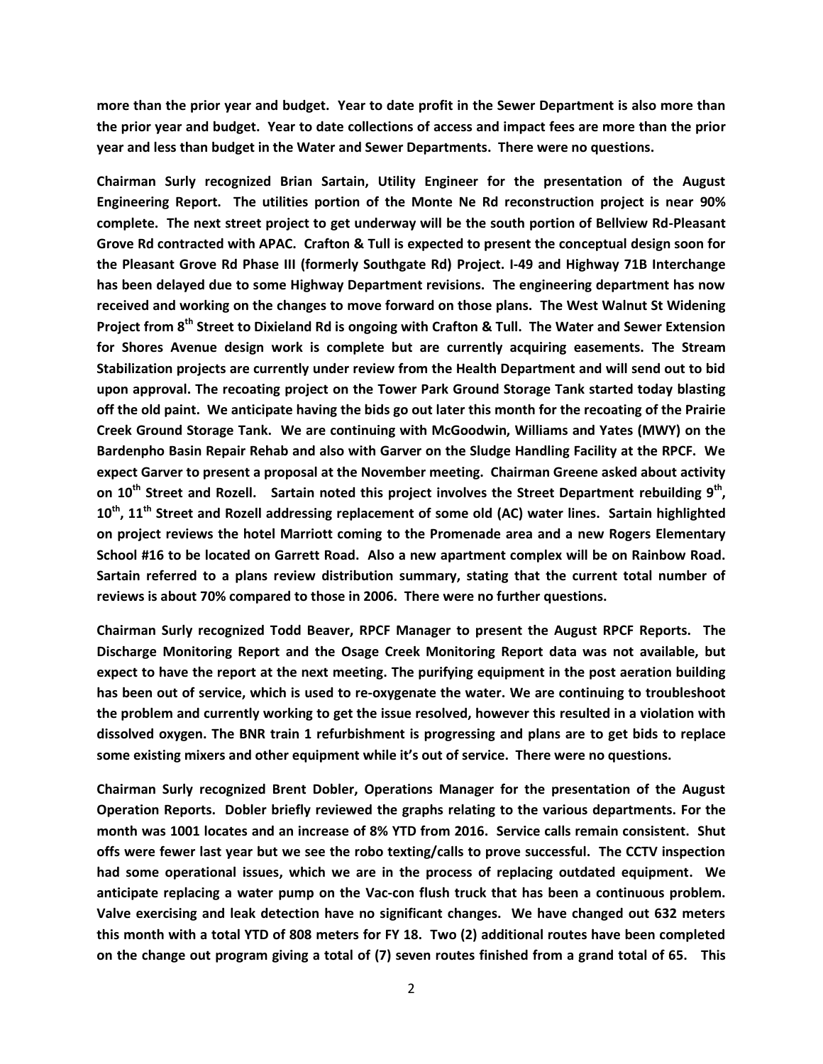**more than the prior year and budget. Year to date profit in the Sewer Department is also more than the prior year and budget. Year to date collections of access and impact fees are more than the prior year and less than budget in the Water and Sewer Departments. There were no questions.**

**Chairman Surly recognized Brian Sartain, Utility Engineer for the presentation of the August Engineering Report. The utilities portion of the Monte Ne Rd reconstruction project is near 90% complete. The next street project to get underway will be the south portion of Bellview Rd-Pleasant Grove Rd contracted with APAC. Crafton & Tull is expected to present the conceptual design soon for the Pleasant Grove Rd Phase III (formerly Southgate Rd) Project. I-49 and Highway 71B Interchange has been delayed due to some Highway Department revisions. The engineering department has now received and working on the changes to move forward on those plans. The West Walnut St Widening Project from 8th Street to Dixieland Rd is ongoing with Crafton & Tull. The Water and Sewer Extension for Shores Avenue design work is complete but are currently acquiring easements. The Stream Stabilization projects are currently under review from the Health Department and will send out to bid upon approval. The recoating project on the Tower Park Ground Storage Tank started today blasting off the old paint. We anticipate having the bids go out later this month for the recoating of the Prairie Creek Ground Storage Tank. We are continuing with McGoodwin, Williams and Yates (MWY) on the Bardenpho Basin Repair Rehab and also with Garver on the Sludge Handling Facility at the RPCF. We expect Garver to present a proposal at the November meeting. Chairman Greene asked about activity on 10th Street and Rozell. Sartain noted this project involves the Street Department rebuilding 9th, 10th, 11th Street and Rozell addressing replacement of some old (AC) water lines. Sartain highlighted on project reviews the hotel Marriott coming to the Promenade area and a new Rogers Elementary School #16 to be located on Garrett Road. Also a new apartment complex will be on Rainbow Road. Sartain referred to a plans review distribution summary, stating that the current total number of reviews is about 70% compared to those in 2006. There were no further questions.**

**Chairman Surly recognized Todd Beaver, RPCF Manager to present the August RPCF Reports. The Discharge Monitoring Report and the Osage Creek Monitoring Report data was not available, but expect to have the report at the next meeting. The purifying equipment in the post aeration building has been out of service, which is used to re-oxygenate the water. We are continuing to troubleshoot the problem and currently working to get the issue resolved, however this resulted in a violation with dissolved oxygen. The BNR train 1 refurbishment is progressing and plans are to get bids to replace some existing mixers and other equipment while it's out of service. There were no questions.**

**Chairman Surly recognized Brent Dobler, Operations Manager for the presentation of the August Operation Reports. Dobler briefly reviewed the graphs relating to the various departments. For the month was 1001 locates and an increase of 8% YTD from 2016. Service calls remain consistent. Shut offs were fewer last year but we see the robo texting/calls to prove successful. The CCTV inspection had some operational issues, which we are in the process of replacing outdated equipment. We anticipate replacing a water pump on the Vac-con flush truck that has been a continuous problem. Valve exercising and leak detection have no significant changes. We have changed out 632 meters this month with a total YTD of 808 meters for FY 18. Two (2) additional routes have been completed on the change out program giving a total of (7) seven routes finished from a grand total of 65. This**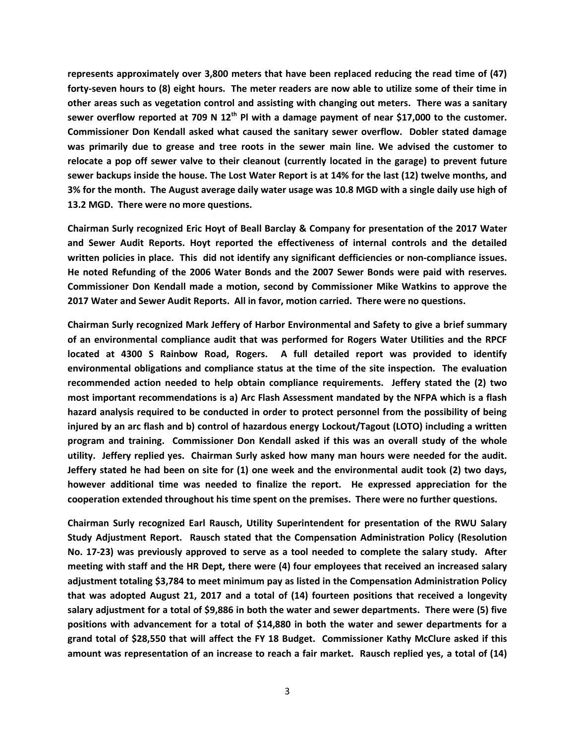**represents approximately over 3,800 meters that have been replaced reducing the read time of (47) forty-seven hours to (8) eight hours. The meter readers are now able to utilize some of their time in other areas such as vegetation control and assisting with changing out meters. There was a sanitary sewer overflow reported at 709 N 12th Pl with a damage payment of near $17,000 to the customer. Commissioner Don Kendall asked what caused the sanitary sewer overflow. Dobler stated damage was primarily due to grease and tree roots in the sewer main line. We advised the customer to relocate a pop off sewer valve to their cleanout (currently located in the garage) to prevent future sewer backups inside the house. The Lost Water Report is at 14% for the last (12) twelve months, and 3% for the month. The August average daily water usage was 10.8 MGD with a single daily use high of 13.2 MGD. There were no more questions.**

**Chairman Surly recognized Eric Hoyt of Beall Barclay & Company for presentation of the 2017 Water and Sewer Audit Reports. Hoyt reported the effectiveness of internal controls and the detailed written policies in place. This did not identify any significant defficiencies or non-compliance issues. He noted Refunding of the 2006 Water Bonds and the 2007 Sewer Bonds were paid with reserves. Commissioner Don Kendall made a motion, second by Commissioner Mike Watkins to approve the 2017 Water and Sewer Audit Reports. All in favor, motion carried. There were no questions.**

**Chairman Surly recognized Mark Jeffery of Harbor Environmental and Safety to give a brief summary of an environmental compliance audit that was performed for Rogers Water Utilities and the RPCF located at 4300 S Rainbow Road, Rogers. A full detailed report was provided to identify environmental obligations and compliance status at the time of the site inspection. The evaluation recommended action needed to help obtain compliance requirements. Jeffery stated the (2) two most important recommendations is a) Arc Flash Assessment mandated by the NFPA which is a flash hazard analysis required to be conducted in order to protect personnel from the possibility of being injured by an arc flash and b) control of hazardous energy Lockout/Tagout (LOTO) including a written program and training. Commissioner Don Kendall asked if this was an overall study of the whole utility. Jeffery replied yes. Chairman Surly asked how many man hours were needed for the audit. Jeffery stated he had been on site for (1) one week and the environmental audit took (2) two days, however additional time was needed to finalize the report. He expressed appreciation for the cooperation extended throughout his time spent on the premises. There were no further questions.**

**Chairman Surly recognized Earl Rausch, Utility Superintendent for presentation of the RWU Salary Study Adjustment Report. Rausch stated that the Compensation Administration Policy (Resolution No. 17-23) was previously approved to serve as a tool needed to complete the salary study. After meeting with staff and the HR Dept, there were (4) four employees that received an increased salary adjustment totaling $3,784 to meet minimum pay as listed in the Compensation Administration Policy that was adopted August 21, 2017 and a total of (14) fourteen positions that received a longevity salary adjustment for a total of $9,886 in both the water and sewer departments. There were (5) five positions with advancement for a total of $14,880 in both the water and sewer departments for a grand total of $28,550 that will affect the FY 18 Budget. Commissioner Kathy McClure asked if this amount was representation of an increase to reach a fair market. Rausch replied yes, a total of (14)**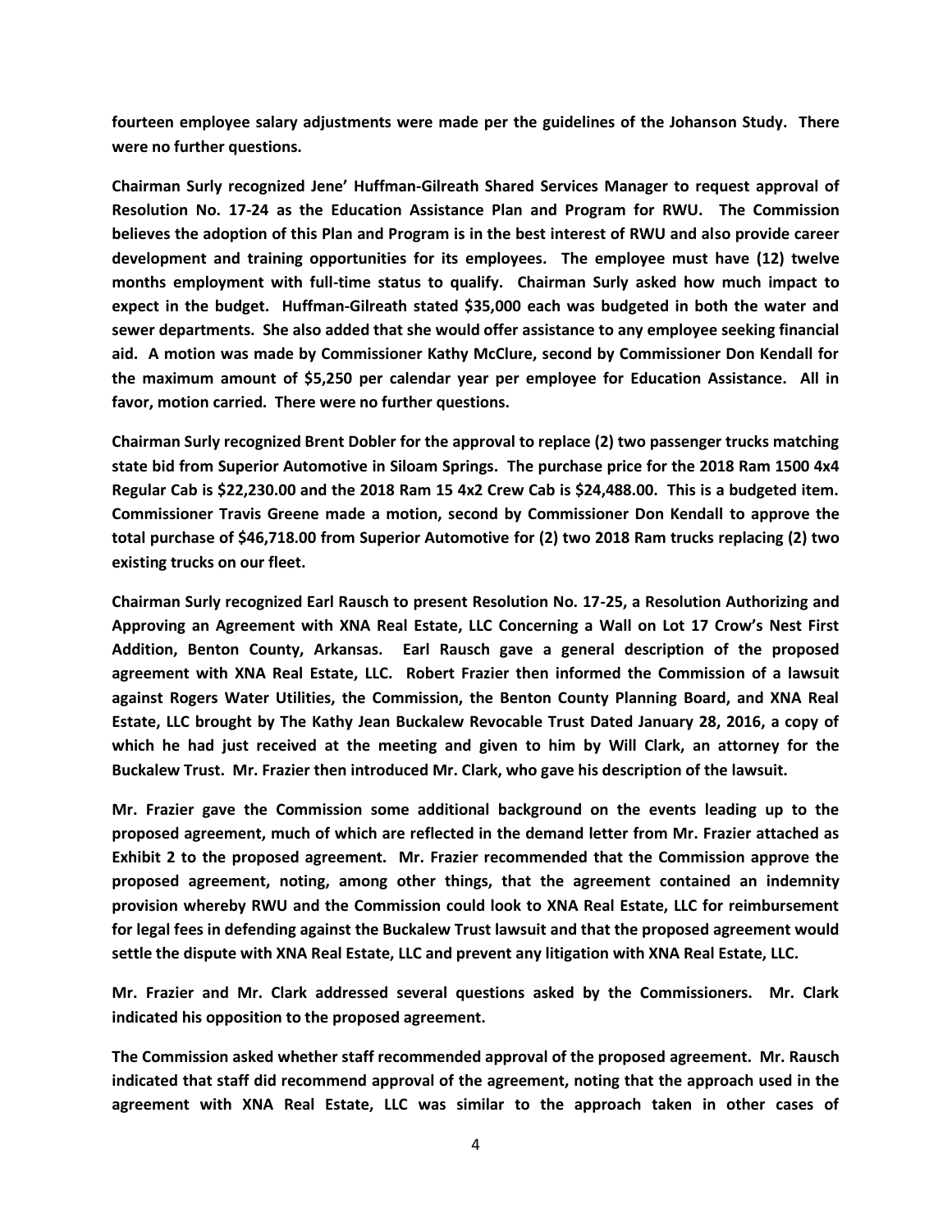**fourteen employee salary adjustments were made per the guidelines of the Johanson Study. There were no further questions.**

**Chairman Surly recognized Jene' Huffman-Gilreath Shared Services Manager to request approval of Resolution No. 17-24 as the Education Assistance Plan and Program for RWU. The Commission believes the adoption of this Plan and Program is in the best interest of RWU and also provide career development and training opportunities for its employees. The employee must have (12) twelve months employment with full-time status to qualify. Chairman Surly asked how much impact to expect in the budget. Huffman-Gilreath stated $35,000 each was budgeted in both the water and sewer departments. She also added that she would offer assistance to any employee seeking financial aid. A motion was made by Commissioner Kathy McClure, second by Commissioner Don Kendall for the maximum amount of $5,250 per calendar year per employee for Education Assistance. All in favor, motion carried. There were no further questions.**

**Chairman Surly recognized Brent Dobler for the approval to replace (2) two passenger trucks matching state bid from Superior Automotive in Siloam Springs. The purchase price for the 2018 Ram 1500 4x4 Regular Cab is $22,230.00 and the 2018 Ram 15 4x2 Crew Cab is $24,488.00. This is a budgeted item. Commissioner Travis Greene made a motion, second by Commissioner Don Kendall to approve the total purchase of $46,718.00 from Superior Automotive for (2) two 2018 Ram trucks replacing (2) two existing trucks on our fleet.**

**Chairman Surly recognized Earl Rausch to present Resolution No. 17-25, a Resolution Authorizing and Approving an Agreement with XNA Real Estate, LLC Concerning a Wall on Lot 17 Crow's Nest First Addition, Benton County, Arkansas. Earl Rausch gave a general description of the proposed agreement with XNA Real Estate, LLC. Robert Frazier then informed the Commission of a lawsuit against Rogers Water Utilities, the Commission, the Benton County Planning Board, and XNA Real Estate, LLC brought by The Kathy Jean Buckalew Revocable Trust Dated January 28, 2016, a copy of which he had just received at the meeting and given to him by Will Clark, an attorney for the Buckalew Trust. Mr. Frazier then introduced Mr. Clark, who gave his description of the lawsuit.**

**Mr. Frazier gave the Commission some additional background on the events leading up to the proposed agreement, much of which are reflected in the demand letter from Mr. Frazier attached as Exhibit 2 to the proposed agreement. Mr. Frazier recommended that the Commission approve the proposed agreement, noting, among other things, that the agreement contained an indemnity provision whereby RWU and the Commission could look to XNA Real Estate, LLC for reimbursement for legal fees in defending against the Buckalew Trust lawsuit and that the proposed agreement would settle the dispute with XNA Real Estate, LLC and prevent any litigation with XNA Real Estate, LLC.**

**Mr. Frazier and Mr. Clark addressed several questions asked by the Commissioners. Mr. Clark indicated his opposition to the proposed agreement.**

**The Commission asked whether staff recommended approval of the proposed agreement. Mr. Rausch indicated that staff did recommend approval of the agreement, noting that the approach used in the agreement with XNA Real Estate, LLC was similar to the approach taken in other cases of**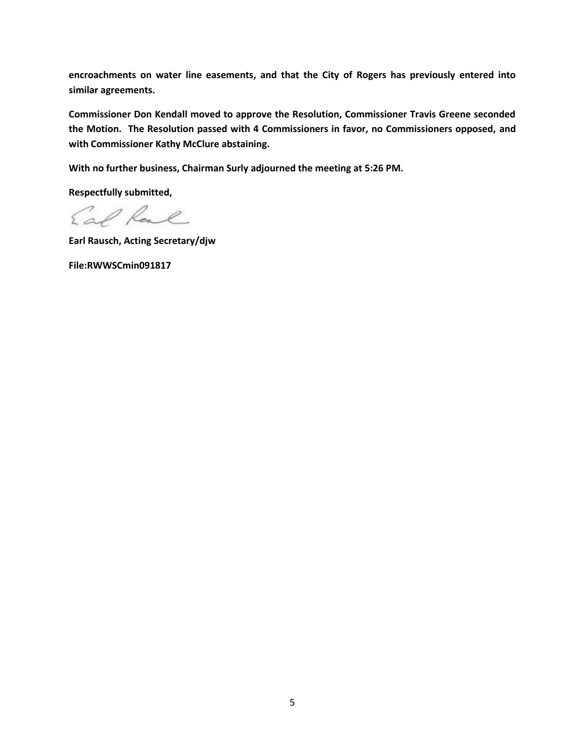**encroachments on water line easements, and that the City of Rogers has previously entered into similar agreements.**

**Commissioner Don Kendall moved to approve the Resolution, Commissioner Travis Greene seconded the Motion. The Resolution passed with 4 Commissioners in favor, no Commissioners opposed, and with Commissioner Kathy McClure abstaining.**

**With no further business, Chairman Surly adjourned the meeting at 5:26 PM.**

**Respectfully submitted,**

**Earl Rausch, Acting Secretary/djw**

**File:RWWSCmin091817**